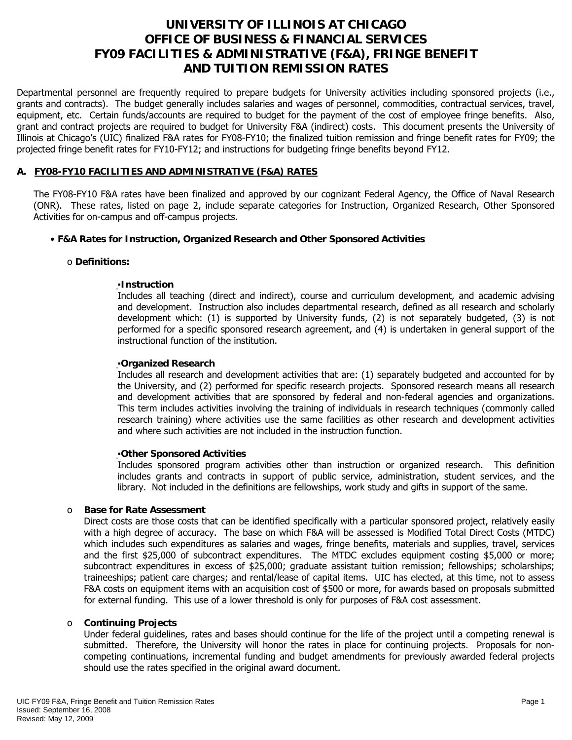# UNIVERSITY OF ILLINOIS AT CHICAGO
# OFFICE OF BUSINESS & FINANCIAL SERVICES
# FY09 FACILITIES & ADMINISTRATIVE (F&A), FRINGE BENEFIT AND TUITION REMISSION RATES

Departmental personnel are frequently required to prepare budgets for University activities including sponsored projects (i.e., grants and contracts). The budget generally includes salaries and wages of personnel, commodities, contractual services, travel, equipment, etc. Certain funds/accounts are required to budget for the payment of the cost of employee fringe benefits. Also, grant and contract projects are required to budget for University F&A (indirect) costs. This document presents the University of Illinois at Chicago's (UIC) finalized F&A rates for FY08-FY10; the finalized tuition remission and fringe benefit rates for FY09; the projected fringe benefit rates for FY10-FY12; and instructions for budgeting fringe benefits beyond FY12.

## A. FY08-FY10 FACILITIES AND ADMINISTRATIVE (F&A) RATES

The FY08-FY10 F&A rates have been finalized and approved by our cognizant Federal Agency, the Office of Naval Research (ONR). These rates, listed on page 2, include separate categories for Instruction, Organized Research, Other Sponsored Activities for on-campus and off-campus projects.

- **F&A Rates for Instruction, Organized Research and Other Sponsored Activities**

  - **Definitions:**

    - **Instruction**
      Includes all teaching (direct and indirect), course and curriculum development, and academic advising and development. Instruction also includes departmental research, defined as all research and scholarly development which: (1) is supported by University funds, (2) is not separately budgeted, (3) is not performed for a specific sponsored research agreement, and (4) is undertaken in general support of the instructional function of the institution.

    - **Organized Research**
      Includes all research and development activities that are: (1) separately budgeted and accounted for by the University, and (2) performed for specific research projects. Sponsored research means all research and development activities that are sponsored by federal and non-federal agencies and organizations. This term includes activities involving the training of individuals in research techniques (commonly called research training) where activities use the same facilities as other research and development activities and where such activities are not included in the instruction function.

    - **Other Sponsored Activities**
      Includes sponsored program activities other than instruction or organized research. This definition includes grants and contracts in support of public service, administration, student services, and the library. Not included in the definitions are fellowships, work study and gifts in support of the same.

  - **Base for Rate Assessment**
    Direct costs are those costs that can be identified specifically with a particular sponsored project, relatively easily with a high degree of accuracy. The base on which F&A will be assessed is Modified Total Direct Costs (MTDC) which includes such expenditures as salaries and wages, fringe benefits, materials and supplies, travel, services and the first $25,000 of subcontract expenditures. The MTDC excludes equipment costing $5,000 or more; subcontract expenditures in excess of $25,000; graduate assistant tuition remission; fellowships; scholarships; traineeships; patient care charges; and rental/lease of capital items. UIC has elected, at this time, not to assess F&A costs on equipment items with an acquisition cost of $500 or more, for awards based on proposals submitted for external funding. This use of a lower threshold is only for purposes of F&A cost assessment.

  - **Continuing Projects**
    Under federal guidelines, rates and bases should continue for the life of the project until a competing renewal is submitted. Therefore, the University will honor the rates in place for continuing projects. Proposals for non-competing continuations, incremental funding and budget amendments for previously awarded federal projects should use the rates specified in the original award document.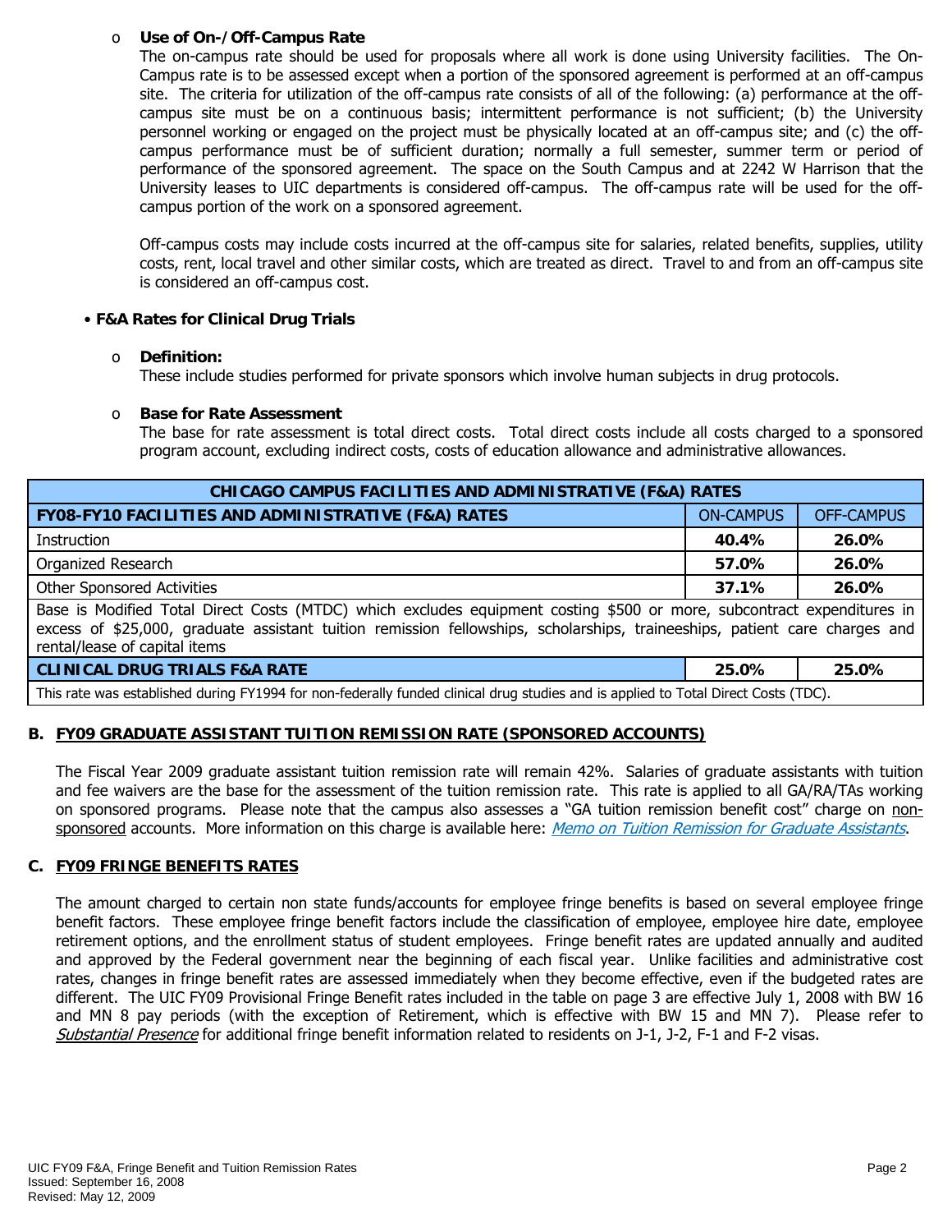- **Use of On-/Off-Campus Rate**

  The on-campus rate should be used for proposals where all work is done using University facilities. The On-Campus rate is to be assessed except when a portion of the sponsored agreement is performed at an off-campus site. The criteria for utilization of the off-campus rate consists of all of the following: (a) performance at the off-campus site must be on a continuous basis; intermittent performance is not sufficient; (b) the University personnel working or engaged on the project must be physically located at an off-campus site; and (c) the off-campus performance must be of sufficient duration; normally a full semester, summer term or period of performance of the sponsored agreement. The space on the South Campus and at 2242 W Harrison that the University leases to UIC departments is considered off-campus. The off-campus rate will be used for the off-campus portion of the work on a sponsored agreement.

  Off-campus costs may include costs incurred at the off-campus site for salaries, related benefits, supplies, utility costs, rent, local travel and other similar costs, which are treated as direct. Travel to and from an off-campus site is considered an off-campus cost.

- **F&A Rates for Clinical Drug Trials**

  - **Definition:**

    These include studies performed for private sponsors which involve human subjects in drug protocols.

  - **Base for Rate Assessment**

    The base for rate assessment is total direct costs. Total direct costs include all costs charged to a sponsored program account, excluding indirect costs, costs of education allowance and administrative allowances.

| **CHICAGO CAMPUS FACILITIES AND ADMINISTRATIVE (F&A) RATES** | | |
|---|---|---|
| **FY08-FY10 FACILITIES AND ADMINISTRATIVE (F&A) RATES** | ON-CAMPUS | OFF-CAMPUS |
| Instruction | **40.4%** | **26.0%** |
| Organized Research | **57.0%** | **26.0%** |
| Other Sponsored Activities | **37.1%** | **26.0%** |
| Base is Modified Total Direct Costs (MTDC) which excludes equipment costing $500 or more, subcontract expenditures in excess of $25,000, graduate assistant tuition remission fellowships, scholarships, traineeships, patient care charges and rental/lease of capital items | | |
| **CLINICAL DRUG TRIALS F&A RATE** | **25.0%** | **25.0%** |
| This rate was established during FY1994 for non-federally funded clinical drug studies and is applied to Total Direct Costs (TDC). | | |

## B. FY09 GRADUATE ASSISTANT TUITION REMISSION RATE (SPONSORED ACCOUNTS)

The Fiscal Year 2009 graduate assistant tuition remission rate will remain 42%. Salaries of graduate assistants with tuition and fee waivers are the base for the assessment of the tuition remission rate. This rate is applied to all GA/RA/TAs working on sponsored programs. Please note that the campus also assesses a "GA tuition remission benefit cost" charge on non-sponsored accounts. More information on this charge is available here: *Memo on Tuition Remission for Graduate Assistants*.

## C. FY09 FRINGE BENEFITS RATES

The amount charged to certain non state funds/accounts for employee fringe benefits is based on several employee fringe benefit factors. These employee fringe benefit factors include the classification of employee, employee hire date, employee retirement options, and the enrollment status of student employees. Fringe benefit rates are updated annually and audited and approved by the Federal government near the beginning of each fiscal year. Unlike facilities and administrative cost rates, changes in fringe benefit rates are assessed immediately when they become effective, even if the budgeted rates are different. The UIC FY09 Provisional Fringe Benefit rates included in the table on page 3 are effective July 1, 2008 with BW 16 and MN 8 pay periods (with the exception of Retirement, which is effective with BW 15 and MN 7). Please refer to *Substantial Presence* for additional fringe benefit information related to residents on J-1, J-2, F-1 and F-2 visas.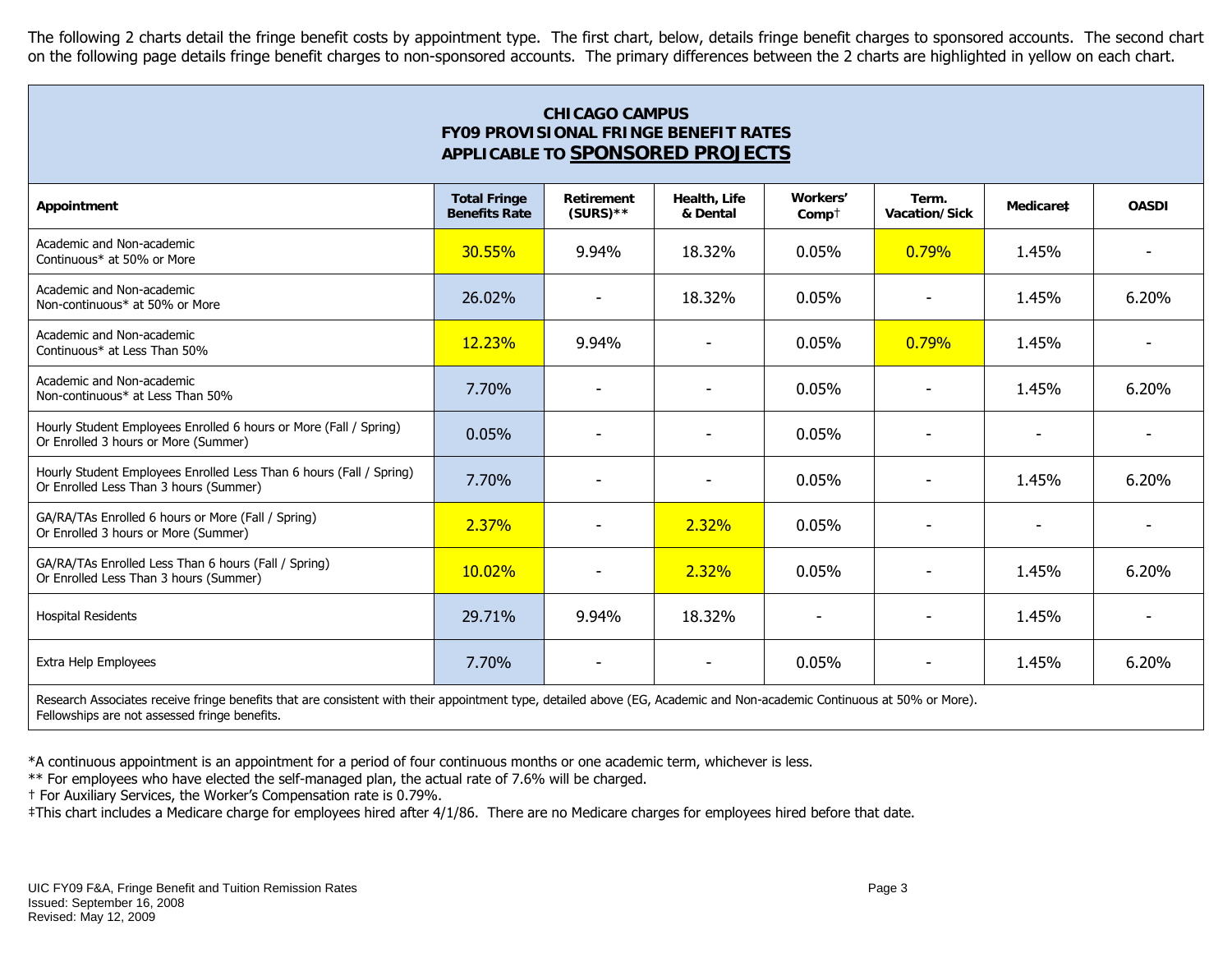The following 2 charts detail the fringe benefit costs by appointment type. The first chart, below, details fringe benefit charges to sponsored accounts. The second chart on the following page details fringe benefit charges to non-sponsored accounts. The primary differences between the 2 charts are highlighted in yellow on each chart.

## CHICAGO CAMPUS
## FY09 PROVISIONAL FRINGE BENEFIT RATES
## APPLICABLE TO SPONSORED PROJECTS

| Appointment | Total Fringe Benefits Rate | Retirement (SURS)** | Health, Life & Dental | Workers' Comp† | Term. Vacation/Sick | Medicare‡ | OASDI |
|---|---|---|---|---|---|---|---|
| Academic and Non-academic Continuous* at 50% or More | 30.55% | 9.94% | 18.32% | 0.05% | 0.79% | 1.45% | - |
| Academic and Non-academic Non-continuous* at 50% or More | 26.02% | - | 18.32% | 0.05% | - | 1.45% | 6.20% |
| Academic and Non-academic Continuous* at Less Than 50% | 12.23% | 9.94% | - | 0.05% | 0.79% | 1.45% | - |
| Academic and Non-academic Non-continuous* at Less Than 50% | 7.70% | - | - | 0.05% | - | 1.45% | 6.20% |
| Hourly Student Employees Enrolled 6 hours or More (Fall / Spring) Or Enrolled 3 hours or More (Summer) | 0.05% | - | - | 0.05% | - | - | - |
| Hourly Student Employees Enrolled Less Than 6 hours (Fall / Spring) Or Enrolled Less Than 3 hours (Summer) | 7.70% | - | - | 0.05% | - | 1.45% | 6.20% |
| GA/RA/TAs Enrolled 6 hours or More (Fall / Spring) Or Enrolled 3 hours or More (Summer) | 2.37% | - | 2.32% | 0.05% | - | - | - |
| GA/RA/TAs Enrolled Less Than 6 hours (Fall / Spring) Or Enrolled Less Than 3 hours (Summer) | 10.02% | - | 2.32% | 0.05% | - | 1.45% | 6.20% |
| Hospital Residents | 29.71% | 9.94% | 18.32% | - | - | 1.45% | - |
| Extra Help Employees | 7.70% | - | - | 0.05% | - | 1.45% | 6.20% |

Research Associates receive fringe benefits that are consistent with their appointment type, detailed above (EG, Academic and Non-academic Continuous at 50% or More).
Fellowships are not assessed fringe benefits.

*A continuous appointment is an appointment for a period of four continuous months or one academic term, whichever is less.
** For employees who have elected the self-managed plan, the actual rate of 7.6% will be charged.
† For Auxiliary Services, the Worker's Compensation rate is 0.79%.
‡This chart includes a Medicare charge for employees hired after 4/1/86. There are no Medicare charges for employees hired before that date.

UIC FY09 F&A, Fringe Benefit and Tuition Remission Rates
Issued: September 16, 2008
Revised: May 12, 2009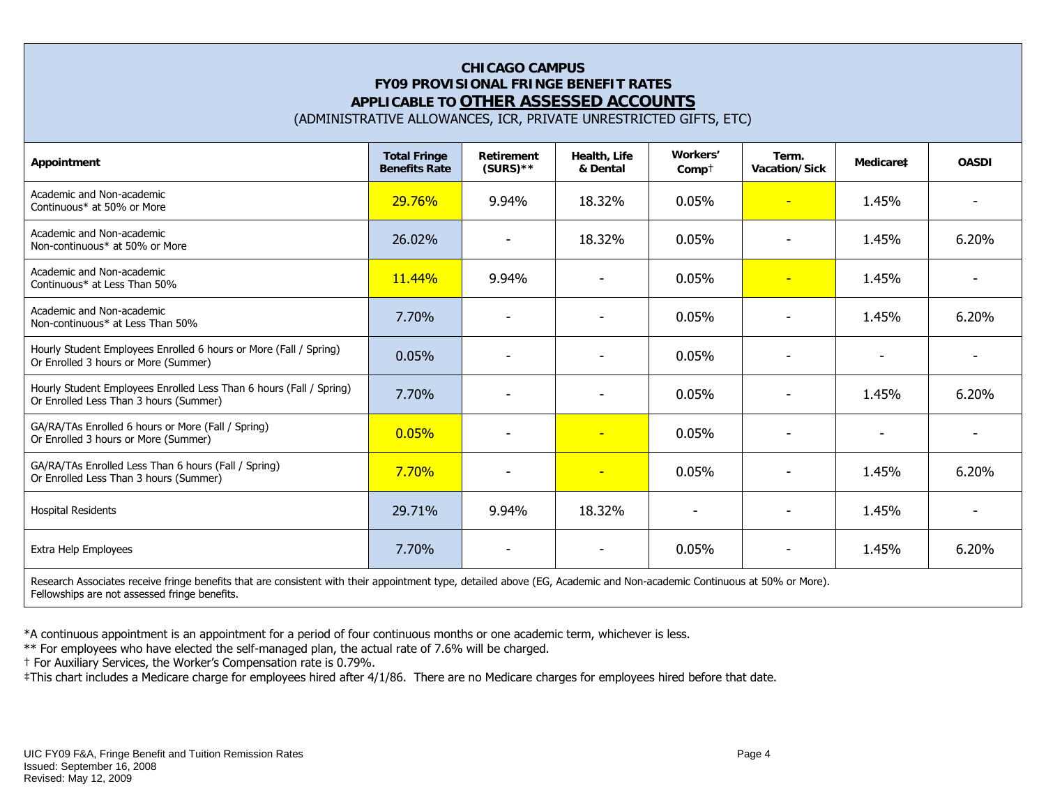**CHICAGO CAMPUS**
**FY09 PROVISIONAL FRINGE BENEFIT RATES**
**APPLICABLE TO OTHER ASSESSED ACCOUNTS**
(ADMINISTRATIVE ALLOWANCES, ICR, PRIVATE UNRESTRICTED GIFTS, ETC)

| Appointment | Total Fringe Benefits Rate | Retirement (SURS)** | Health, Life & Dental | Workers' Comp† | Term. Vacation/Sick | Medicare‡ | OASDI |
|---|---|---|---|---|---|---|---|
| Academic and Non-academic Continuous* at 50% or More | 29.76% | 9.94% | 18.32% | 0.05% | - | 1.45% | - |
| Academic and Non-academic Non-continuous* at 50% or More | 26.02% | - | 18.32% | 0.05% | - | 1.45% | 6.20% |
| Academic and Non-academic Continuous* at Less Than 50% | 11.44% | 9.94% | - | 0.05% | - | 1.45% | - |
| Academic and Non-academic Non-continuous* at Less Than 50% | 7.70% | - | - | 0.05% | - | 1.45% | 6.20% |
| Hourly Student Employees Enrolled 6 hours or More (Fall / Spring) Or Enrolled 3 hours or More (Summer) | 0.05% | - | - | 0.05% | - | - | - |
| Hourly Student Employees Enrolled Less Than 6 hours (Fall / Spring) Or Enrolled Less Than 3 hours (Summer) | 7.70% | - | - | 0.05% | - | 1.45% | 6.20% |
| GA/RA/TAs Enrolled 6 hours or More (Fall / Spring) Or Enrolled 3 hours or More (Summer) | 0.05% | - | - | 0.05% | - | - | - |
| GA/RA/TAs Enrolled Less Than 6 hours (Fall / Spring) Or Enrolled Less Than 3 hours (Summer) | 7.70% | - | - | 0.05% | - | 1.45% | 6.20% |
| Hospital Residents | 29.71% | 9.94% | 18.32% | - | - | 1.45% | - |
| Extra Help Employees | 7.70% | - | - | 0.05% | - | 1.45% | 6.20% |

Research Associates receive fringe benefits that are consistent with their appointment type, detailed above (EG, Academic and Non-academic Continuous at 50% or More).
Fellowships are not assessed fringe benefits.

*A continuous appointment is an appointment for a period of four continuous months or one academic term, whichever is less.

** For employees who have elected the self-managed plan, the actual rate of 7.6% will be charged.

† For Auxiliary Services, the Worker's Compensation rate is 0.79%.

‡This chart includes a Medicare charge for employees hired after 4/1/86. There are no Medicare charges for employees hired before that date.

UIC FY09 F&A, Fringe Benefit and Tuition Remission Rates
Issued: September 16, 2008
Revised: May 12, 2009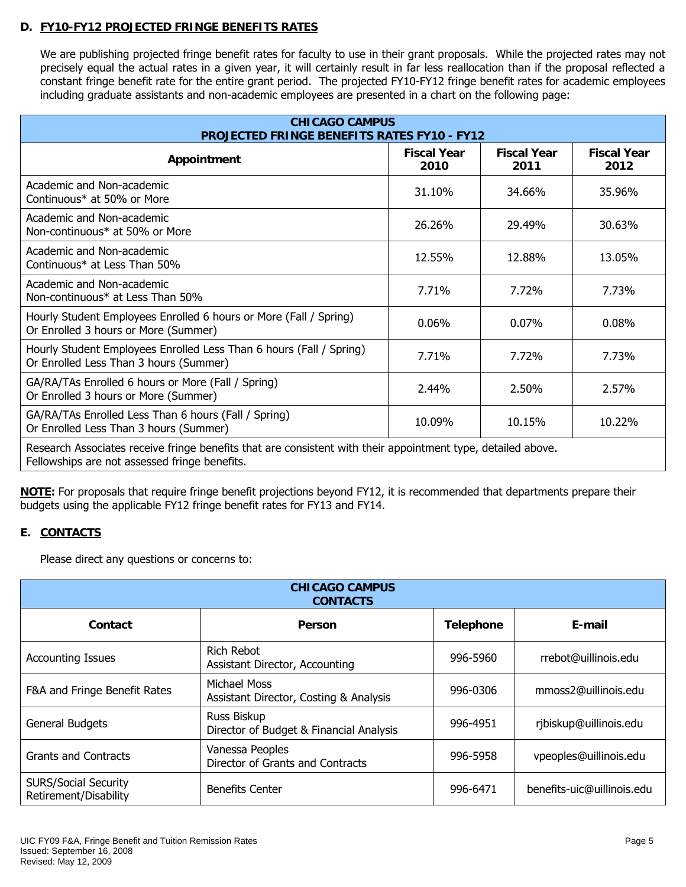## D. FY10-FY12 PROJECTED FRINGE BENEFITS RATES

We are publishing projected fringe benefit rates for faculty to use in their grant proposals. While the projected rates may not precisely equal the actual rates in a given year, it will certainly result in far less reallocation than if the proposal reflected a constant fringe benefit rate for the entire grant period. The projected FY10-FY12 fringe benefit rates for academic employees including graduate assistants and non-academic employees are presented in a chart on the following page:

| CHICAGO CAMPUS PROJECTED FRINGE BENEFITS RATES FY10 - FY12 | | | |
|---|---|---|---|
| **Appointment** | **Fiscal Year 2010** | **Fiscal Year 2011** | **Fiscal Year 2012** |
| Academic and Non-academic Continuous* at 50% or More | 31.10% | 34.66% | 35.96% |
| Academic and Non-academic Non-continuous* at 50% or More | 26.26% | 29.49% | 30.63% |
| Academic and Non-academic Continuous* at Less Than 50% | 12.55% | 12.88% | 13.05% |
| Academic and Non-academic Non-continuous* at Less Than 50% | 7.71% | 7.72% | 7.73% |
| Hourly Student Employees Enrolled 6 hours or More (Fall / Spring) Or Enrolled 3 hours or More (Summer) | 0.06% | 0.07% | 0.08% |
| Hourly Student Employees Enrolled Less Than 6 hours (Fall / Spring) Or Enrolled Less Than 3 hours (Summer) | 7.71% | 7.72% | 7.73% |
| GA/RA/TAs Enrolled 6 hours or More (Fall / Spring) Or Enrolled 3 hours or More (Summer) | 2.44% | 2.50% | 2.57% |
| GA/RA/TAs Enrolled Less Than 6 hours (Fall / Spring) Or Enrolled Less Than 3 hours (Summer) | 10.09% | 10.15% | 10.22% |
| Research Associates receive fringe benefits that are consistent with their appointment type, detailed above. Fellowships are not assessed fringe benefits. | | | |

**NOTE:** For proposals that require fringe benefit projections beyond FY12, it is recommended that departments prepare their budgets using the applicable FY12 fringe benefit rates for FY13 and FY14.

## E. CONTACTS

Please direct any questions or concerns to:

| CHICAGO CAMPUS CONTACTS | | | |
|---|---|---|---|
| **Contact** | **Person** | **Telephone** | **E-mail** |
| Accounting Issues | Rich Rebot<br>Assistant Director, Accounting | 996-5960 | rrebot@uillinois.edu |
| F&A and Fringe Benefit Rates | Michael Moss<br>Assistant Director, Costing & Analysis | 996-0306 | mmoss2@uillinois.edu |
| General Budgets | Russ Biskup<br>Director of Budget & Financial Analysis | 996-4951 | rjbiskup@uillinois.edu |
| Grants and Contracts | Vanessa Peoples<br>Director of Grants and Contracts | 996-5958 | vpeoples@uillinois.edu |
| SURS/Social Security Retirement/Disability | Benefits Center | 996-6471 | benefits-uic@uillinois.edu |

UIC FY09 F&A, Fringe Benefit and Tuition Remission Rates
Issued: September 16, 2008
Revised: May 12, 2009